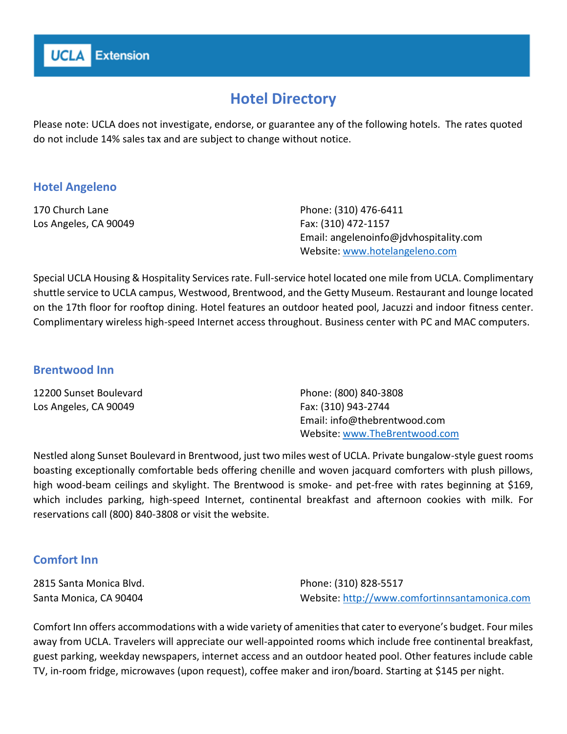UCLA Extension

# Hotel Directory

Please note: UCLA does not investigate, endorse, or guarantee any of the following hotels. The rates quoted do not include 14% sales tax and are subject to change without notice.

## Hotel Angeleno

170 Church Lane
Los Angeles, CA 90049

Phone: (310) 476-6411
Fax: (310) 472-1157
Email: angelenoinfo@jdvhospitality.com
Website: [www.hotelangeleno.com](http://www.hotelangeleno.com)

Special UCLA Housing & Hospitality Services rate. Full-service hotel located one mile from UCLA. Complimentary shuttle service to UCLA campus, Westwood, Brentwood, and the Getty Museum. Restaurant and lounge located on the 17th floor for rooftop dining. Hotel features an outdoor heated pool, Jacuzzi and indoor fitness center. Complimentary wireless high-speed Internet access throughout. Business center with PC and MAC computers.

## Brentwood Inn

12200 Sunset Boulevard
Los Angeles, CA 90049

Phone: (800) 840-3808
Fax: (310) 943-2744
Email: info@thebrentwood.com
Website: [www.TheBrentwood.com](http://www.TheBrentwood.com)

Nestled along Sunset Boulevard in Brentwood, just two miles west of UCLA. Private bungalow-style guest rooms boasting exceptionally comfortable beds offering chenille and woven jacquard comforters with plush pillows, high wood-beam ceilings and skylight. The Brentwood is smoke- and pet-free with rates beginning at $169, which includes parking, high-speed Internet, continental breakfast and afternoon cookies with milk. For reservations call (800) 840-3808 or visit the website.

## Comfort Inn

2815 Santa Monica Blvd.
Santa Monica, CA 90404

Phone: (310) 828-5517
Website: [http://www.comfortinnsantamonica.com](http://www.comfortinnsantamonica.com)

Comfort Inn offers accommodations with a wide variety of amenities that cater to everyone's budget. Four miles away from UCLA. Travelers will appreciate our well-appointed rooms which include free continental breakfast, guest parking, weekday newspapers, internet access and an outdoor heated pool. Other features include cable TV, in-room fridge, microwaves (upon request), coffee maker and iron/board. Starting at $145 per night.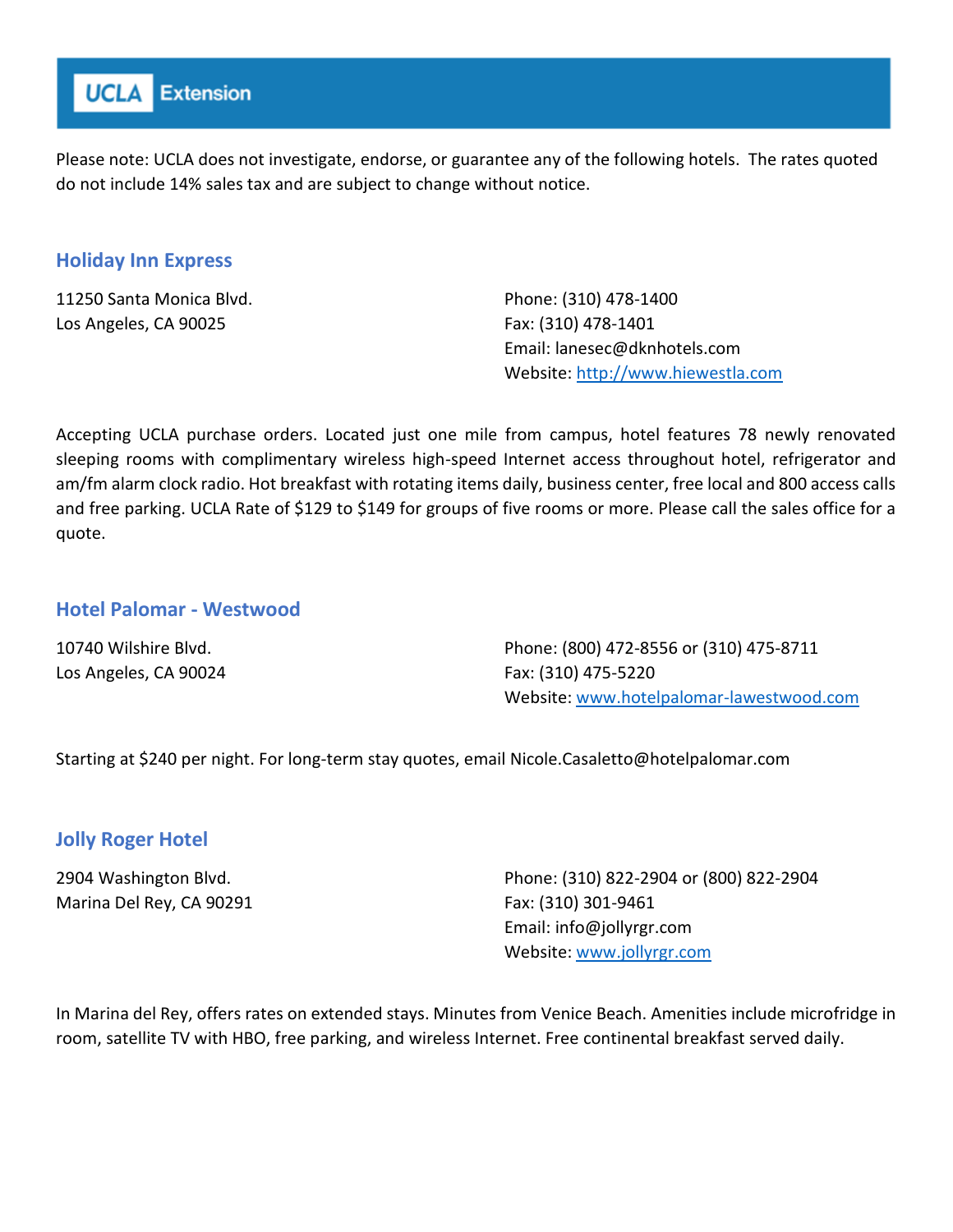Please note: UCLA does not investigate, endorse, or guarantee any of the following hotels. The rates quoted do not include 14% sales tax and are subject to change without notice.

## Holiday Inn Express

11250 Santa Monica Blvd.
Los Angeles, CA 90025

Phone: (310) 478-1400
Fax: (310) 478-1401
Email: lanesec@dknhotels.com
Website: http://www.hiewestla.com

Accepting UCLA purchase orders. Located just one mile from campus, hotel features 78 newly renovated sleeping rooms with complimentary wireless high-speed Internet access throughout hotel, refrigerator and am/fm alarm clock radio. Hot breakfast with rotating items daily, business center, free local and 800 access calls and free parking. UCLA Rate of $129 to $149 for groups of five rooms or more. Please call the sales office for a quote.

## Hotel Palomar - Westwood

10740 Wilshire Blvd.
Los Angeles, CA 90024

Phone: (800) 472-8556 or (310) 475-8711
Fax: (310) 475-5220
Website: www.hotelpalomar-lawestwood.com

Starting at $240 per night. For long-term stay quotes, email Nicole.Casaletto@hotelpalomar.com

## Jolly Roger Hotel

2904 Washington Blvd.
Marina Del Rey, CA 90291

Phone: (310) 822-2904 or (800) 822-2904
Fax: (310) 301-9461
Email: info@jollyrgr.com
Website: www.jollyrgr.com

In Marina del Rey, offers rates on extended stays. Minutes from Venice Beach. Amenities include microfridge in room, satellite TV with HBO, free parking, and wireless Internet. Free continental breakfast served daily.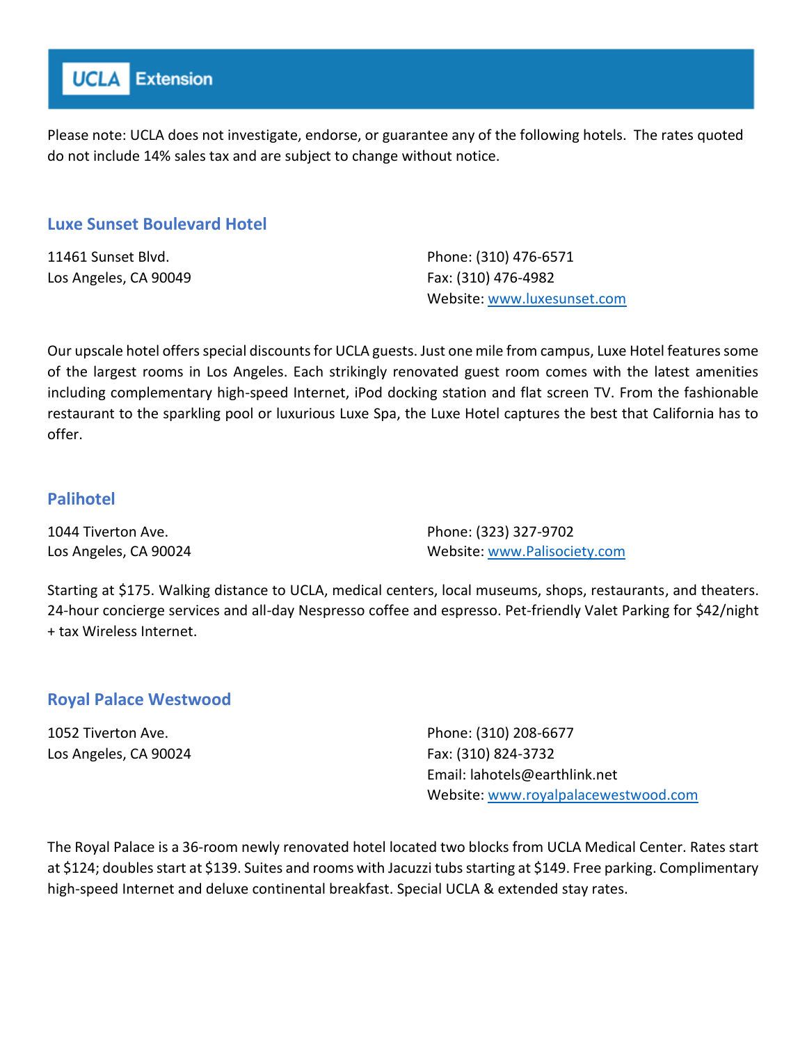Please note: UCLA does not investigate, endorse, or guarantee any of the following hotels. The rates quoted do not include 14% sales tax and are subject to change without notice.

## Luxe Sunset Boulevard Hotel

11461 Sunset Blvd.
Los Angeles, CA 90049

Phone: (310) 476-6571
Fax: (310) 476-4982
Website: [www.luxesunset.com](http://www.luxesunset.com)

Our upscale hotel offers special discounts for UCLA guests. Just one mile from campus, Luxe Hotel features some of the largest rooms in Los Angeles. Each strikingly renovated guest room comes with the latest amenities including complementary high-speed Internet, iPod docking station and flat screen TV. From the fashionable restaurant to the sparkling pool or luxurious Luxe Spa, the Luxe Hotel captures the best that California has to offer.

## Palihotel

1044 Tiverton Ave.
Los Angeles, CA 90024

Phone: (323) 327-9702
Website: [www.Palisociety.com](http://www.Palisociety.com)

Starting at $175. Walking distance to UCLA, medical centers, local museums, shops, restaurants, and theaters. 24-hour concierge services and all-day Nespresso coffee and espresso. Pet-friendly Valet Parking for $42/night + tax Wireless Internet.

## Royal Palace Westwood

1052 Tiverton Ave.
Los Angeles, CA 90024

Phone: (310) 208-6677
Fax: (310) 824-3732
Email: lahotels@earthlink.net
Website: [www.royalpalacewestwood.com](http://www.royalpalacewestwood.com)

The Royal Palace is a 36-room newly renovated hotel located two blocks from UCLA Medical Center. Rates start at $124; doubles start at $139. Suites and rooms with Jacuzzi tubs starting at $149. Free parking. Complimentary high-speed Internet and deluxe continental breakfast. Special UCLA & extended stay rates.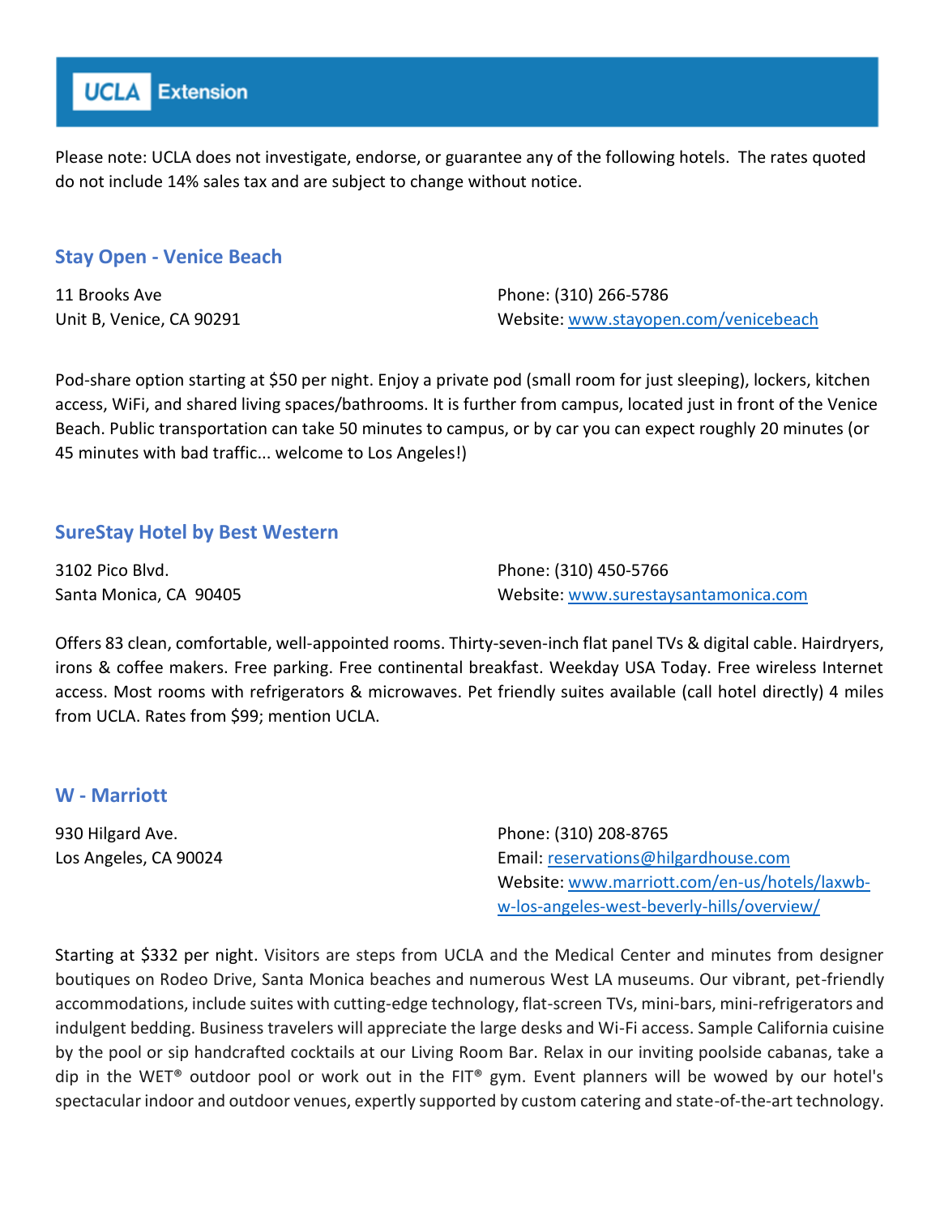Please note: UCLA does not investigate, endorse, or guarantee any of the following hotels. The rates quoted do not include 14% sales tax and are subject to change without notice.

### Stay Open - Venice Beach

11 Brooks Ave
Unit B, Venice, CA 90291

Phone: (310) 266-5786
Website: www.stayopen.com/venicebeach

Pod-share option starting at $50 per night. Enjoy a private pod (small room for just sleeping), lockers, kitchen access, WiFi, and shared living spaces/bathrooms. It is further from campus, located just in front of the Venice Beach. Public transportation can take 50 minutes to campus, or by car you can expect roughly 20 minutes (or 45 minutes with bad traffic... welcome to Los Angeles!)

### SureStay Hotel by Best Western

3102 Pico Blvd.
Santa Monica, CA 90405

Phone: (310) 450-5766
Website: www.surestaysantamonica.com

Offers 83 clean, comfortable, well-appointed rooms. Thirty-seven-inch flat panel TVs & digital cable. Hairdryers, irons & coffee makers. Free parking. Free continental breakfast. Weekday USA Today. Free wireless Internet access. Most rooms with refrigerators & microwaves. Pet friendly suites available (call hotel directly) 4 miles from UCLA. Rates from $99; mention UCLA.

### W - Marriott

930 Hilgard Ave.
Los Angeles, CA 90024

Phone: (310) 208-8765
Email: reservations@hilgardhouse.com
Website: www.marriott.com/en-us/hotels/laxwb-w-los-angeles-west-beverly-hills/overview/

Starting at $332 per night. Visitors are steps from UCLA and the Medical Center and minutes from designer boutiques on Rodeo Drive, Santa Monica beaches and numerous West LA museums. Our vibrant, pet-friendly accommodations, include suites with cutting-edge technology, flat-screen TVs, mini-bars, mini-refrigerators and indulgent bedding. Business travelers will appreciate the large desks and Wi-Fi access. Sample California cuisine by the pool or sip handcrafted cocktails at our Living Room Bar. Relax in our inviting poolside cabanas, take a dip in the WET® outdoor pool or work out in the FIT® gym. Event planners will be wowed by our hotel's spectacular indoor and outdoor venues, expertly supported by custom catering and state-of-the-art technology.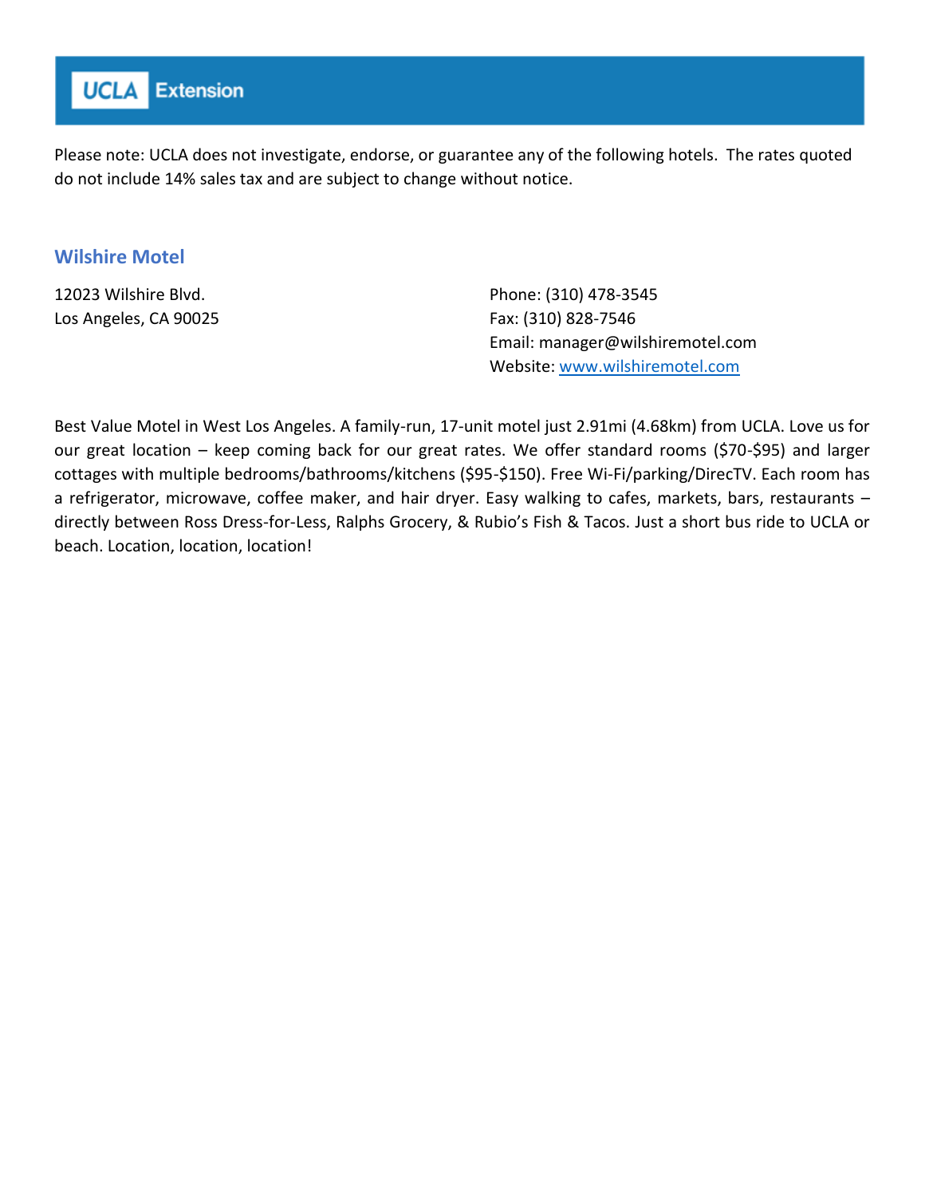UCLA Extension

Please note: UCLA does not investigate, endorse, or guarantee any of the following hotels. The rates quoted do not include 14% sales tax and are subject to change without notice.

## Wilshire Motel

12023 Wilshire Blvd.
Los Angeles, CA 90025

Phone: (310) 478-3545
Fax: (310) 828-7546
Email: manager@wilshiremotel.com
Website: [www.wilshiremotel.com](http://www.wilshiremotel.com)

Best Value Motel in West Los Angeles. A family-run, 17-unit motel just 2.91mi (4.68km) from UCLA. Love us for our great location – keep coming back for our great rates. We offer standard rooms ($70-$95) and larger cottages with multiple bedrooms/bathrooms/kitchens ($95-$150). Free Wi-Fi/parking/DirecTV. Each room has a refrigerator, microwave, coffee maker, and hair dryer. Easy walking to cafes, markets, bars, restaurants – directly between Ross Dress-for-Less, Ralphs Grocery, & Rubio's Fish & Tacos. Just a short bus ride to UCLA or beach. Location, location, location!